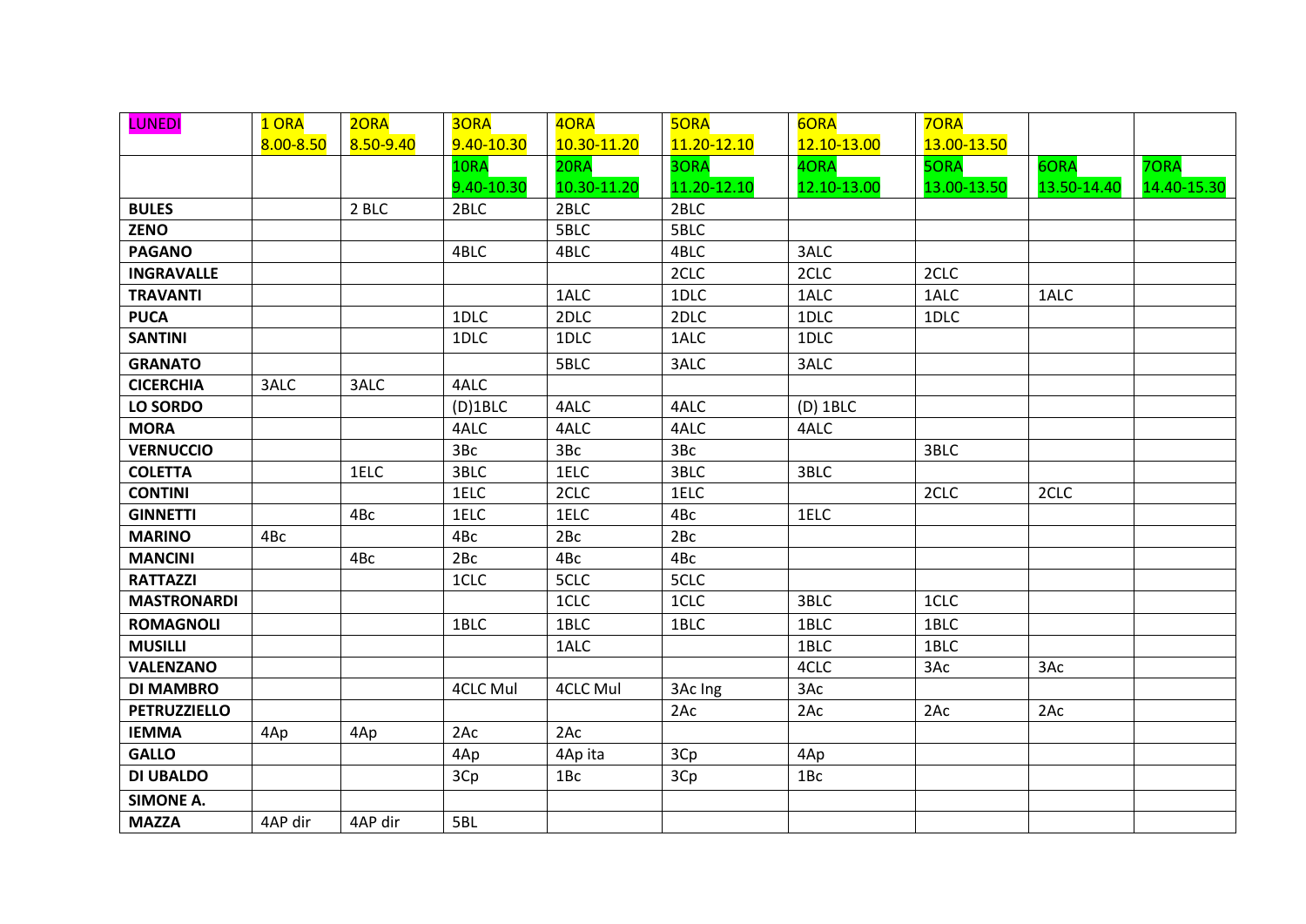| LUNEDI | 1 ORA 8.00-8.50 | 2ORA 8.50-9.40 | 3ORA 9.40-10.30 | 4ORA 10.30-11.20 | 5ORA 11.20-12.10 | 6ORA 12.10-13.00 | 7ORA 13.00-13.50 | | |
|---|---|---|---|---|---|---|---|---|---|
| | | | 1ORA 9.40-10.30 | 2ORA 10.30-11.20 | 3ORA 11.20-12.10 | 4ORA 12.10-13.00 | 5ORA 13.00-13.50 | 6ORA 13.50-14.40 | 7ORA 14.40-15.30 |
| **BULES** | | 2 BLC | 2BLC | 2BLC | 2BLC | | | | |
| **ZENO** | | | | 5BLC | 5BLC | | | | |
| **PAGANO** | | | 4BLC | 4BLC | 4BLC | 3ALC | | | |
| **INGRAVALLE** | | | | | 2CLC | 2CLC | 2CLC | | |
| **TRAVANTI** | | | | 1ALC | 1DLC | 1ALC | 1ALC | 1ALC | |
| **PUCA** | | | 1DLC | 2DLC | 2DLC | 1DLC | 1DLC | | |
| **SANTINI** | | | 1DLC | 1DLC | 1ALC | 1DLC | | | |
| **GRANATO** | | | | 5BLC | 3ALC | 3ALC | | | |
| **CICERCHIA** | 3ALC | 3ALC | 4ALC | | | | | | |
| **LO SORDO** | | | (D)1BLC | 4ALC | 4ALC | (D) 1BLC | | | |
| **MORA** | | | 4ALC | 4ALC | 4ALC | 4ALC | | | |
| **VERNUCCIO** | | | 3Bc | 3Bc | 3Bc | | 3BLC | | |
| **COLETTA** | | 1ELC | 3BLC | 1ELC | 3BLC | 3BLC | | | |
| **CONTINI** | | | 1ELC | 2CLC | 1ELC | | 2CLC | 2CLC | |
| **GINNETTI** | | 4Bc | 1ELC | 1ELC | 4Bc | 1ELC | | | |
| **MARINO** | 4Bc | | 4Bc | 2Bc | 2Bc | | | | |
| **MANCINI** | | 4Bc | 2Bc | 4Bc | 4Bc | | | | |
| **RATTAZZI** | | | 1CLC | 5CLC | 5CLC | | | | |
| **MASTRONARDI** | | | | 1CLC | 1CLC | 3BLC | 1CLC | | |
| **ROMAGNOLI** | | | 1BLC | 1BLC | 1BLC | 1BLC | 1BLC | | |
| **MUSILLI** | | | | 1ALC | | 1BLC | 1BLC | | |
| **VALENZANO** | | | | | | 4CLC | 3Ac | 3Ac | |
| **DI MAMBRO** | | | 4CLC Mul | 4CLC Mul | 3Ac Ing | 3Ac | | | |
| **PETRUZZIELLO** | | | | | 2Ac | 2Ac | 2Ac | 2Ac | |
| **IEMMA** | 4Ap | 4Ap | 2Ac | 2Ac | | | | | |
| **GALLO** | | | 4Ap | 4Ap ita | 3Cp | 4Ap | | | |
| **DI UBALDO** | | | 3Cp | 1Bc | 3Cp | 1Bc | | | |
| **SIMONE A.** | | | | | | | | | |
| **MAZZA** | 4AP dir | 4AP dir | 5BL | | | | | | |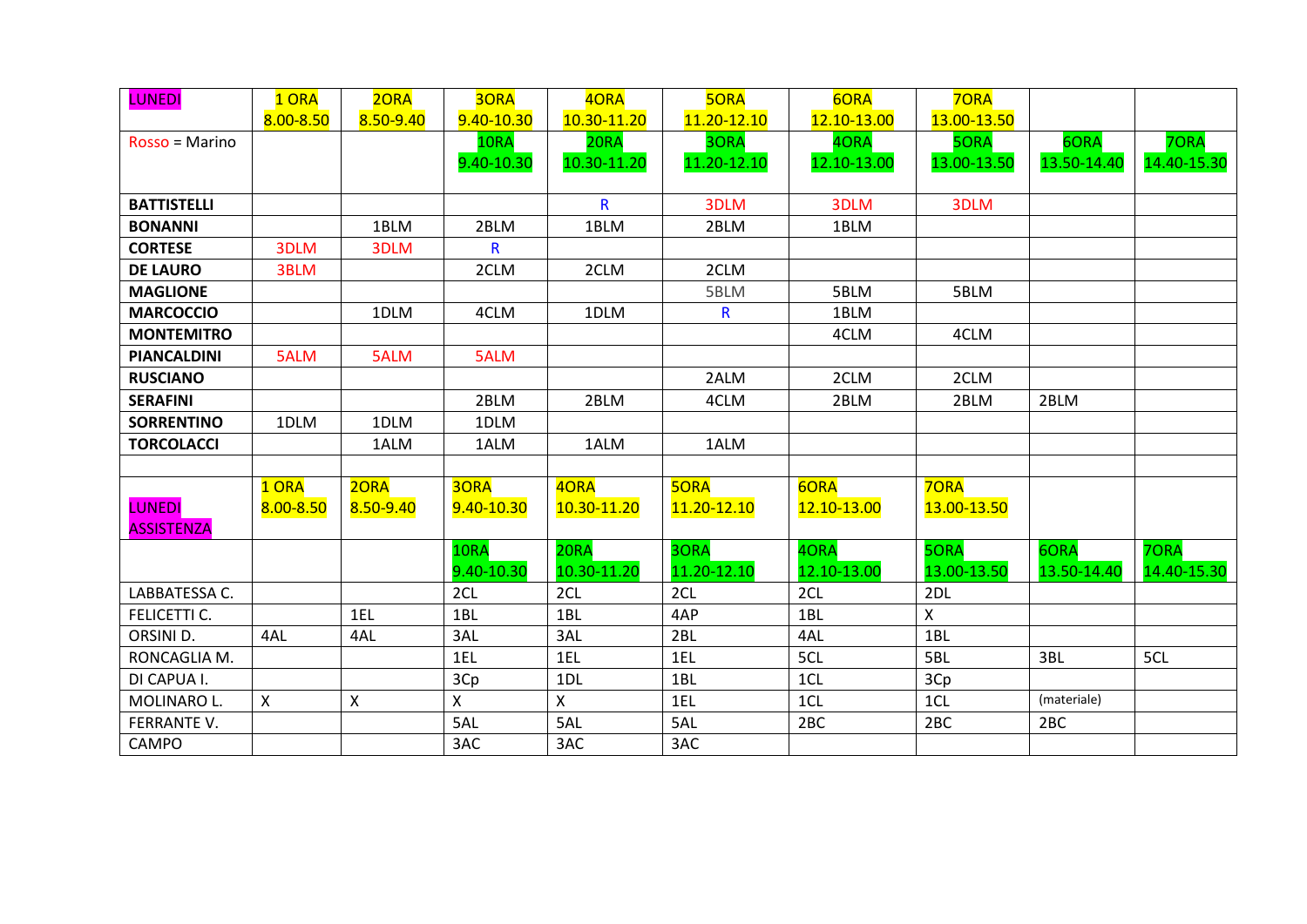| LUNEDI | 1 ORA 8.00-8.50 | 2ORA 8.50-9.40 | 3ORA 9.40-10.30 | 4ORA 10.30-11.20 | 5ORA 11.20-12.10 | 6ORA 12.10-13.00 | 7ORA 13.00-13.50 | | |
|---|---|---|---|---|---|---|---|---|---|
| Rosso = Marino | | | 1ORA 9.40-10.30 | 2ORA 10.30-11.20 | 3ORA 11.20-12.10 | 4ORA 12.10-13.00 | 5ORA 13.00-13.50 | 6ORA 13.50-14.40 | 7ORA 14.40-15.30 |
| **BATTISTELLI** | | | | R | 3DLM | 3DLM | 3DLM | | |
| **BONANNI** | | 1BLM | 2BLM | 1BLM | 2BLM | 1BLM | | | |
| **CORTESE** | 3DLM | 3DLM | R | | | | | | |
| **DE LAURO** | 3BLM | | 2CLM | 2CLM | 2CLM | | | | |
| **MAGLIONE** | | | | | 5BLM | 5BLM | 5BLM | | |
| **MARCOCCIO** | | 1DLM | 4CLM | 1DLM | R | 1BLM | | | |
| **MONTEMITRO** | | | | | | 4CLM | 4CLM | | |
| **PIANCALDINI** | 5ALM | 5ALM | 5ALM | | | | | | |
| **RUSCIANO** | | | | | 2ALM | 2CLM | 2CLM | | |
| **SERAFINI** | | | 2BLM | 2BLM | 4CLM | 2BLM | 2BLM | 2BLM | |
| **SORRENTINO** | 1DLM | 1DLM | 1DLM | | | | | | |
| **TORCOLACCI** | | 1ALM | 1ALM | 1ALM | 1ALM | | | | |

| LUNEDI ASSISTENZA | 1 ORA 8.00-8.50 | 2ORA 8.50-9.40 | 3ORA 9.40-10.30 | 4ORA 10.30-11.20 | 5ORA 11.20-12.10 | 6ORA 12.10-13.00 | 7ORA 13.00-13.50 | | |
|---|---|---|---|---|---|---|---|---|---|
| | | | 1ORA 9.40-10.30 | 2ORA 10.30-11.20 | 3ORA 11.20-12.10 | 4ORA 12.10-13.00 | 5ORA 13.00-13.50 | 6ORA 13.50-14.40 | 7ORA 14.40-15.30 |
| LABBATESSA C. | | | 2CL | 2CL | 2CL | 2CL | 2DL | | |
| FELICETTI C. | | 1EL | 1BL | 1BL | 4AP | 1BL | X | | |
| ORSINI D. | 4AL | 4AL | 3AL | 3AL | 2BL | 4AL | 1BL | | |
| RONCAGLIA M. | | | 1EL | 1EL | 1EL | 5CL | 5BL | 3BL | 5CL |
| DI CAPUA I. | | | 3Cp | 1DL | 1BL | 1CL | 3Cp | | |
| MOLINARO L. | X | X | X | X | 1EL | 1CL | 1CL | (materiale) | |
| FERRANTE V. | | | 5AL | 5AL | 5AL | 2BC | 2BC | 2BC | |
| CAMPO | | | 3AC | 3AC | 3AC | | | | |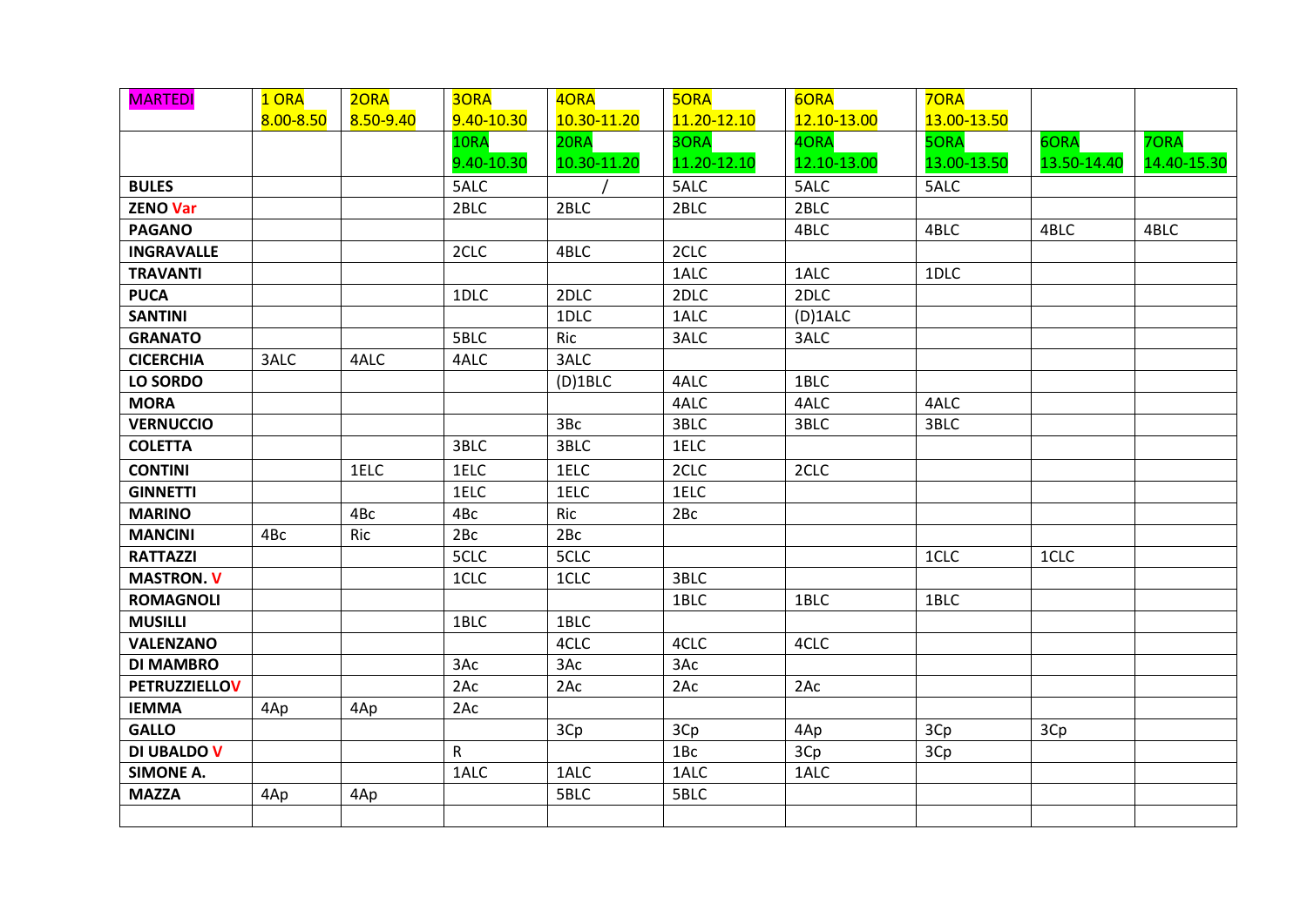| MARTEDI | 1 ORA 8.00-8.50 | 2ORA 8.50-9.40 | 3ORA 9.40-10.30 | 4ORA 10.30-11.20 | 5ORA 11.20-12.10 | 6ORA 12.10-13.00 | 7ORA 13.00-13.50 | | |
|---|---|---|---|---|---|---|---|---|---|
| | | | 1ORA 9.40-10.30 | 2ORA 10.30-11.20 | 3ORA 11.20-12.10 | 4ORA 12.10-13.00 | 5ORA 13.00-13.50 | 6ORA 13.50-14.40 | 7ORA 14.40-15.30 |
| **BULES** | | | 5ALC | / | 5ALC | 5ALC | 5ALC | | |
| **ZENO Var** | | | 2BLC | 2BLC | 2BLC | 2BLC | | | |
| **PAGANO** | | | | | | 4BLC | 4BLC | 4BLC | 4BLC |
| **INGRAVALLE** | | | 2CLC | 4BLC | 2CLC | | | | |
| **TRAVANTI** | | | | | 1ALC | 1ALC | 1DLC | | |
| **PUCA** | | | 1DLC | 2DLC | 2DLC | 2DLC | | | |
| **SANTINI** | | | | 1DLC | 1ALC | (D)1ALC | | | |
| **GRANATO** | | | 5BLC | Ric | 3ALC | 3ALC | | | |
| **CICERCHIA** | 3ALC | 4ALC | 4ALC | 3ALC | | | | | |
| **LO SORDO** | | | | (D)1BLC | 4ALC | 1BLC | | | |
| **MORA** | | | | | 4ALC | 4ALC | 4ALC | | |
| **VERNUCCIO** | | | | 3Bc | 3BLC | 3BLC | 3BLC | | |
| **COLETTA** | | | 3BLC | 3BLC | 1ELC | | | | |
| **CONTINI** | | 1ELC | 1ELC | 1ELC | 2CLC | 2CLC | | | |
| **GINNETTI** | | | 1ELC | 1ELC | 1ELC | | | | |
| **MARINO** | | 4Bc | 4Bc | Ric | 2Bc | | | | |
| **MANCINI** | 4Bc | Ric | 2Bc | 2Bc | | | | | |
| **RATTAZZI** | | | 5CLC | 5CLC | | | 1CLC | 1CLC | |
| **MASTRON. V** | | | 1CLC | 1CLC | 3BLC | | | | |
| **ROMAGNOLI** | | | | | 1BLC | 1BLC | 1BLC | | |
| **MUSILLI** | | | 1BLC | 1BLC | | | | | |
| **VALENZANO** | | | | 4CLC | 4CLC | 4CLC | | | |
| **DI MAMBRO** | | | 3Ac | 3Ac | 3Ac | | | | |
| **PETRUZZIELLOV** | | | 2Ac | 2Ac | 2Ac | 2Ac | | | |
| **IEMMA** | 4Ap | 4Ap | 2Ac | | | | | | |
| **GALLO** | | | | 3Cp | 3Cp | 4Ap | 3Cp | 3Cp | |
| **DI UBALDO V** | | | R | | 1Bc | 3Cp | 3Cp | | |
| **SIMONE A.** | | | 1ALC | 1ALC | 1ALC | 1ALC | | | |
| **MAZZA** | 4Ap | 4Ap | | 5BLC | 5BLC | | | | |
| | | | | | | | | | |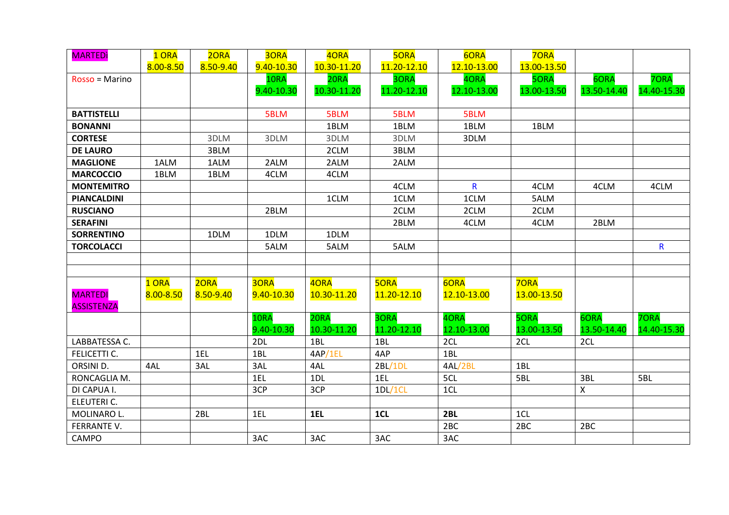| MARTEDì | 1 ORA 8.00-8.50 | 2ORA 8.50-9.40 | 3ORA 9.40-10.30 | 4ORA 10.30-11.20 | 5ORA 11.20-12.10 | 6ORA 12.10-13.00 | 7ORA 13.00-13.50 | | |
|---|---|---|---|---|---|---|---|---|---|
| Rosso = Marino | | | 1ORA 9.40-10.30 | 2ORA 10.30-11.20 | 3ORA 11.20-12.10 | 4ORA 12.10-13.00 | 5ORA 13.00-13.50 | 6ORA 13.50-14.40 | 7ORA 14.40-15.30 |
| **BATTISTELLI** | | | 5BLM | 5BLM | 5BLM | 5BLM | | | |
| **BONANNI** | | | | 1BLM | 1BLM | 1BLM | 1BLM | | |
| **CORTESE** | | 3DLM | 3DLM | 3DLM | 3DLM | 3DLM | | | |
| **DE LAURO** | | 3BLM | | 2CLM | 3BLM | | | | |
| **MAGLIONE** | 1ALM | 1ALM | 2ALM | 2ALM | 2ALM | | | | |
| **MARCOCCIO** | 1BLM | 1BLM | 4CLM | 4CLM | | | | | |
| **MONTEMITRO** | | | | | 4CLM | R | 4CLM | 4CLM | 4CLM |
| **PIANCALDINI** | | | | 1CLM | 1CLM | 1CLM | 5ALM | | |
| **RUSCIANO** | | | 2BLM | | 2CLM | 2CLM | 2CLM | | |
| **SERAFINI** | | | | | 2BLM | 4CLM | 4CLM | 2BLM | |
| **SORRENTINO** | | 1DLM | 1DLM | 1DLM | | | | | |
| **TORCOLACCI** | | | 5ALM | 5ALM | 5ALM | | | | R |
| | | | | | | | | | |
| | | | | | | | | | |
| MARTEDì ASSISTENZA | 1 ORA 8.00-8.50 | 2ORA 8.50-9.40 | 3ORA 9.40-10.30 | 4ORA 10.30-11.20 | 5ORA 11.20-12.10 | 6ORA 12.10-13.00 | 7ORA 13.00-13.50 | | |
| | | | 1ORA 9.40-10.30 | 2ORA 10.30-11.20 | 3ORA 11.20-12.10 | 4ORA 12.10-13.00 | 5ORA 13.00-13.50 | 6ORA 13.50-14.40 | 7ORA 14.40-15.30 |
| LABBATESSA C. | | | 2DL | 1BL | 1BL | 2CL | 2CL | 2CL | |
| FELICETTI C. | | 1EL | 1BL | 4AP/1EL | 4AP | 1BL | | | |
| ORSINI D. | 4AL | 3AL | 3AL | 4AL | 2BL/1DL | 4AL/2BL | 1BL | | |
| RONCAGLIA M. | | | 1EL | 1DL | 1EL | 5CL | 5BL | 3BL | 5BL |
| DI CAPUA I. | | | 3CP | 3CP | 1DL/1CL | 1CL | | X | |
| ELEUTERI C. | | | | | | | | | |
| MOLINARO L. | | 2BL | 1EL | **1EL** | **1CL** | **2BL** | 1CL | | |
| FERRANTE V. | | | | | | 2BC | 2BC | 2BC | |
| CAMPO | | | 3AC | 3AC | 3AC | 3AC | | | |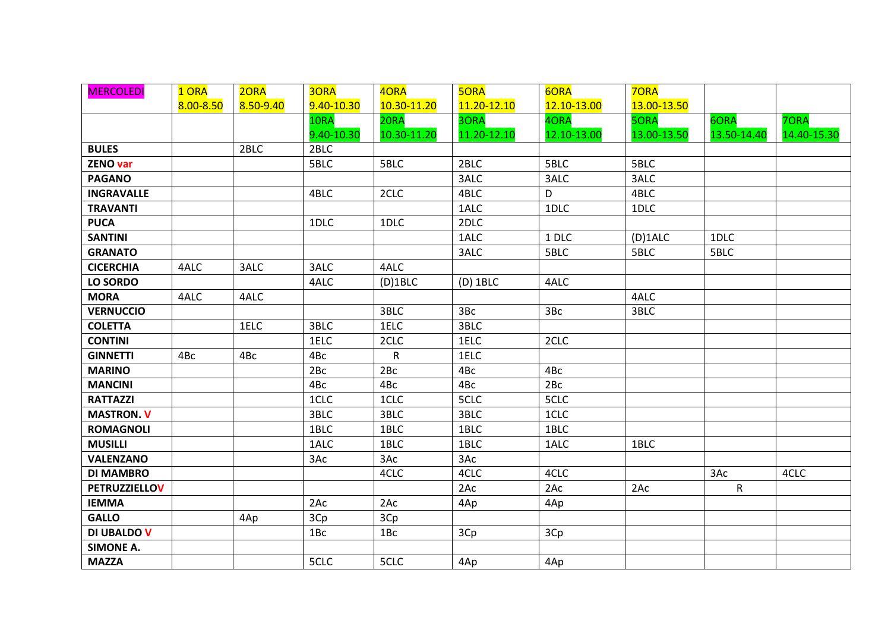| MERCOLEDI | 1 ORA 8.00-8.50 | 2ORA 8.50-9.40 | 3ORA 9.40-10.30 | 4ORA 10.30-11.20 | 5ORA 11.20-12.10 | 6ORA 12.10-13.00 | 7ORA 13.00-13.50 | | |
|---|---|---|---|---|---|---|---|---|---|
| | | | 1ORA 9.40-10.30 | 2ORA 10.30-11.20 | 3ORA 11.20-12.10 | 4ORA 12.10-13.00 | 5ORA 13.00-13.50 | 6ORA 13.50-14.40 | 7ORA 14.40-15.30 |
| **BULES** | | 2BLC | 2BLC | | | | | | |
| **ZENO var** | | | 5BLC | 5BLC | 2BLC | 5BLC | 5BLC | | |
| **PAGANO** | | | | | 3ALC | 3ALC | 3ALC | | |
| **INGRAVALLE** | | | 4BLC | 2CLC | 4BLC | D | 4BLC | | |
| **TRAVANTI** | | | | | 1ALC | 1DLC | 1DLC | | |
| **PUCA** | | | 1DLC | 1DLC | 2DLC | | | | |
| **SANTINI** | | | | | 1ALC | 1 DLC | (D)1ALC | 1DLC | |
| **GRANATO** | | | | | 3ALC | 5BLC | 5BLC | 5BLC | |
| **CICERCHIA** | 4ALC | 3ALC | 3ALC | 4ALC | | | | | |
| **LO SORDO** | | | 4ALC | (D)1BLC | (D) 1BLC | 4ALC | | | |
| **MORA** | 4ALC | 4ALC | | | | | 4ALC | | |
| **VERNUCCIO** | | | | 3BLC | 3Bc | 3Bc | 3BLC | | |
| **COLETTA** | | 1ELC | 3BLC | 1ELC | 3BLC | | | | |
| **CONTINI** | | | 1ELC | 2CLC | 1ELC | 2CLC | | | |
| **GINNETTI** | 4Bc | 4Bc | 4Bc | R | 1ELC | | | | |
| **MARINO** | | | 2Bc | 2Bc | 4Bc | 4Bc | | | |
| **MANCINI** | | | 4Bc | 4Bc | 4Bc | 2Bc | | | |
| **RATTAZZI** | | | 1CLC | 1CLC | 5CLC | 5CLC | | | |
| **MASTRON. V** | | | 3BLC | 3BLC | 3BLC | 1CLC | | | |
| **ROMAGNOLI** | | | 1BLC | 1BLC | 1BLC | 1BLC | | | |
| **MUSILLI** | | | 1ALC | 1BLC | 1BLC | 1ALC | 1BLC | | |
| **VALENZANO** | | | 3Ac | 3Ac | 3Ac | | | | |
| **DI MAMBRO** | | | | 4CLC | 4CLC | 4CLC | | 3Ac | 4CLC |
| **PETRUZZIELLOV** | | | | | 2Ac | 2Ac | 2Ac | R | |
| **IEMMA** | | | 2Ac | 2Ac | 4Ap | 4Ap | | | |
| **GALLO** | | 4Ap | 3Cp | 3Cp | | | | | |
| **DI UBALDO V** | | | 1Bc | 1Bc | 3Cp | 3Cp | | | |
| **SIMONE A.** | | | | | | | | | |
| **MAZZA** | | | 5CLC | 5CLC | 4Ap | 4Ap | | | |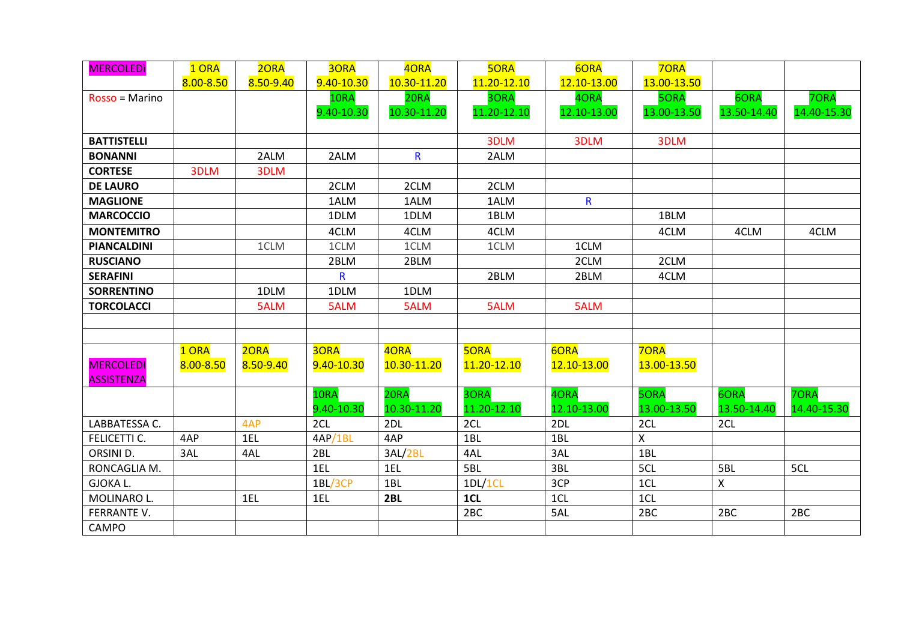| MERCOLEDì | 1 ORA 8.00-8.50 | 2ORA 8.50-9.40 | 3ORA 9.40-10.30 | 4ORA 10.30-11.20 | 5ORA 11.20-12.10 | 6ORA 12.10-13.00 | 7ORA 13.00-13.50 | | |
|---|---|---|---|---|---|---|---|---|---|
| Rosso = Marino | | | 1ORA 9.40-10.30 | 2ORA 10.30-11.20 | 3ORA 11.20-12.10 | 4ORA 12.10-13.00 | 5ORA 13.00-13.50 | 6ORA 13.50-14.40 | 7ORA 14.40-15.30 |
| **BATTISTELLI** | | | | | 3DLM | 3DLM | 3DLM | | |
| **BONANNI** | | 2ALM | 2ALM | R | 2ALM | | | | |
| **CORTESE** | 3DLM | 3DLM | | | | | | | |
| **DE LAURO** | | | 2CLM | 2CLM | 2CLM | | | | |
| **MAGLIONE** | | | 1ALM | 1ALM | 1ALM | R | | | |
| **MARCOCCIO** | | | 1DLM | 1DLM | 1BLM | | 1BLM | | |
| **MONTEMITRO** | | | 4CLM | 4CLM | 4CLM | | 4CLM | 4CLM | 4CLM |
| **PIANCALDINI** | | 1CLM | 1CLM | 1CLM | 1CLM | 1CLM | | | |
| **RUSCIANO** | | | 2BLM | 2BLM | | 2CLM | 2CLM | | |
| **SERAFINI** | | | R | | 2BLM | 2BLM | 4CLM | | |
| **SORRENTINO** | | 1DLM | 1DLM | 1DLM | | | | | |
| **TORCOLACCI** | | 5ALM | 5ALM | 5ALM | 5ALM | 5ALM | | | |
| | | | | | | | | | |
| | | | | | | | | | |
| MERCOLEDI ASSISTENZA | 1 ORA 8.00-8.50 | 2ORA 8.50-9.40 | 3ORA 9.40-10.30 | 4ORA 10.30-11.20 | 5ORA 11.20-12.10 | 6ORA 12.10-13.00 | 7ORA 13.00-13.50 | | |
| | | | 1ORA 9.40-10.30 | 2ORA 10.30-11.20 | 3ORA 11.20-12.10 | 4ORA 12.10-13.00 | 5ORA 13.00-13.50 | 6ORA 13.50-14.40 | 7ORA 14.40-15.30 |
| LABBATESSA C. | | 4AP | 2CL | 2DL | 2CL | 2DL | 2CL | 2CL | |
| FELICETTI C. | 4AP | 1EL | 4AP/1BL | 4AP | 1BL | 1BL | X | | |
| ORSINI D. | 3AL | 4AL | 2BL | 3AL/2BL | 4AL | 3AL | 1BL | | |
| RONCAGLIA M. | | | 1EL | 1EL | 5BL | 3BL | 5CL | 5BL | 5CL |
| GJOKA L. | | | 1BL/3CP | 1BL | 1DL/1CL | 3CP | 1CL | X | |
| MOLINARO L. | | 1EL | 1EL | **2BL** | **1CL** | 1CL | 1CL | | |
| FERRANTE V. | | | | | 2BC | 5AL | 2BC | 2BC | 2BC |
| CAMPO | | | | | | | | | |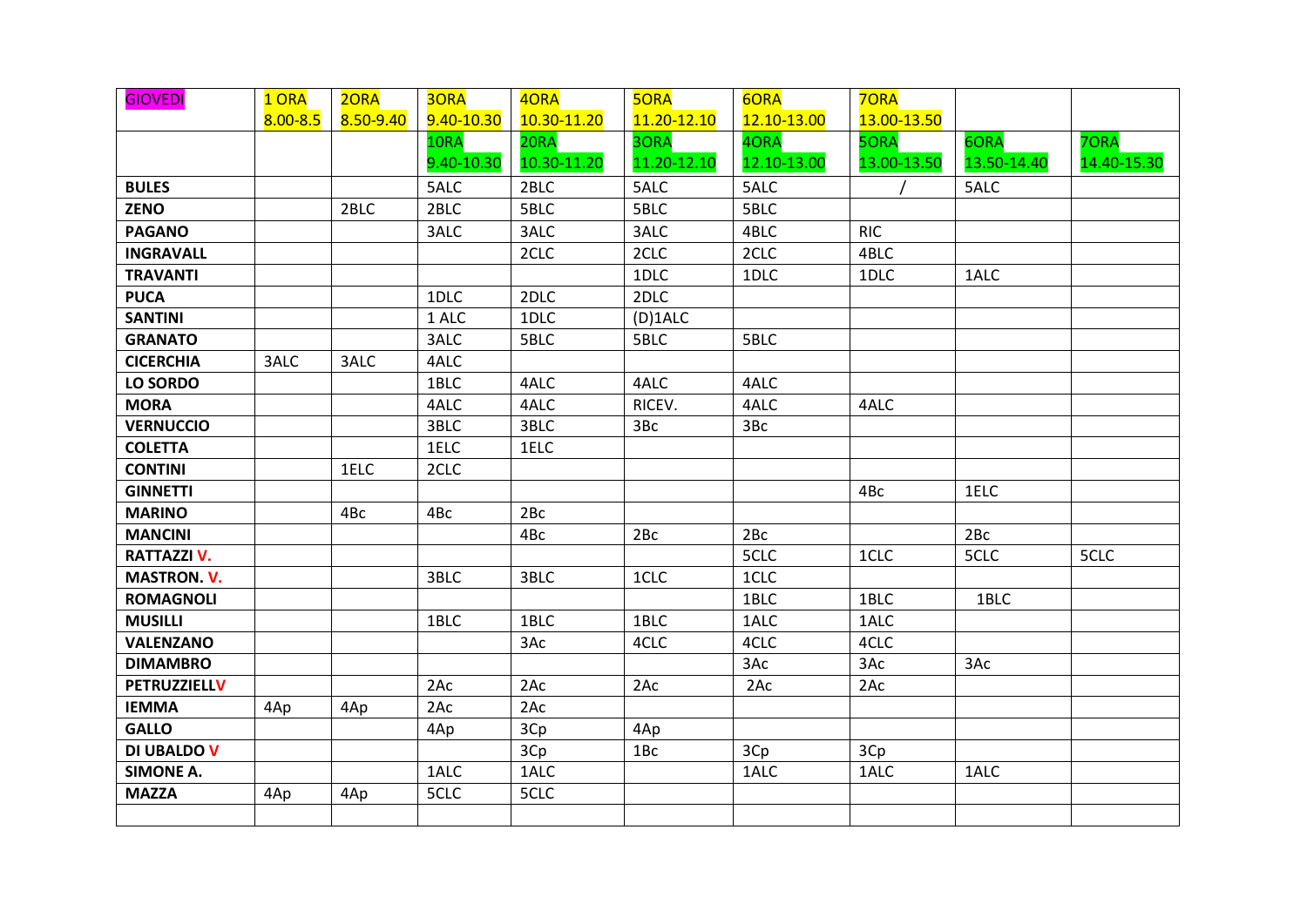| GIOVEDI | 1 ORA 8.00-8.5 | 2ORA 8.50-9.40 | 3ORA 9.40-10.30 | 4ORA 10.30-11.20 | 5ORA 11.20-12.10 | 6ORA 12.10-13.00 | 7ORA 13.00-13.50 | | |
|---|---|---|---|---|---|---|---|---|---|
| | | | 1ORA 9.40-10.30 | 2ORA 10.30-11.20 | 3ORA 11.20-12.10 | 4ORA 12.10-13.00 | 5ORA 13.00-13.50 | 6ORA 13.50-14.40 | 7ORA 14.40-15.30 |
| **BULES** | | | 5ALC | 2BLC | 5ALC | 5ALC | / | 5ALC | |
| **ZENO** | | 2BLC | 2BLC | 5BLC | 5BLC | 5BLC | | | |
| **PAGANO** | | | 3ALC | 3ALC | 3ALC | 4BLC | RIC | | |
| **INGRAVALL** | | | | 2CLC | 2CLC | 2CLC | 4BLC | | |
| **TRAVANTI** | | | | | 1DLC | 1DLC | 1DLC | 1ALC | |
| **PUCA** | | | 1DLC | 2DLC | 2DLC | | | | |
| **SANTINI** | | | 1 ALC | 1DLC | (D)1ALC | | | | |
| **GRANATO** | | | 3ALC | 5BLC | 5BLC | 5BLC | | | |
| **CICERCHIA** | 3ALC | 3ALC | 4ALC | | | | | | |
| **LO SORDO** | | | 1BLC | 4ALC | 4ALC | 4ALC | | | |
| **MORA** | | | 4ALC | 4ALC | RICEV. | 4ALC | 4ALC | | |
| **VERNUCCIO** | | | 3BLC | 3BLC | 3Bc | 3Bc | | | |
| **COLETTA** | | | 1ELC | 1ELC | | | | | |
| **CONTINI** | | 1ELC | 2CLC | | | | | | |
| **GINNETTI** | | | | | | | 4Bc | 1ELC | |
| **MARINO** | | 4Bc | 4Bc | 2Bc | | | | | |
| **MANCINI** | | | | 4Bc | 2Bc | 2Bc | | 2Bc | |
| **RATTAZZI V.** | | | | | | 5CLC | 1CLC | 5CLC | 5CLC |
| **MASTRON. V.** | | | 3BLC | 3BLC | 1CLC | 1CLC | | | |
| **ROMAGNOLI** | | | | | | 1BLC | 1BLC | 1BLC | |
| **MUSILLI** | | | 1BLC | 1BLC | 1BLC | 1ALC | 1ALC | | |
| **VALENZANO** | | | | 3Ac | 4CLC | 4CLC | 4CLC | | |
| **DIMAMBRO** | | | | | | 3Ac | 3Ac | 3Ac | |
| **PETRUZZIELLV** | | | 2Ac | 2Ac | 2Ac | 2Ac | 2Ac | | |
| **IEMMA** | 4Ap | 4Ap | 2Ac | 2Ac | | | | | |
| **GALLO** | | | 4Ap | 3Cp | 4Ap | | | | |
| **DI UBALDO V** | | | | 3Cp | 1Bc | 3Cp | 3Cp | | |
| **SIMONE A.** | | | 1ALC | 1ALC | | 1ALC | 1ALC | 1ALC | |
| **MAZZA** | 4Ap | 4Ap | 5CLC | 5CLC | | | | | |
| | | | | | | | | | |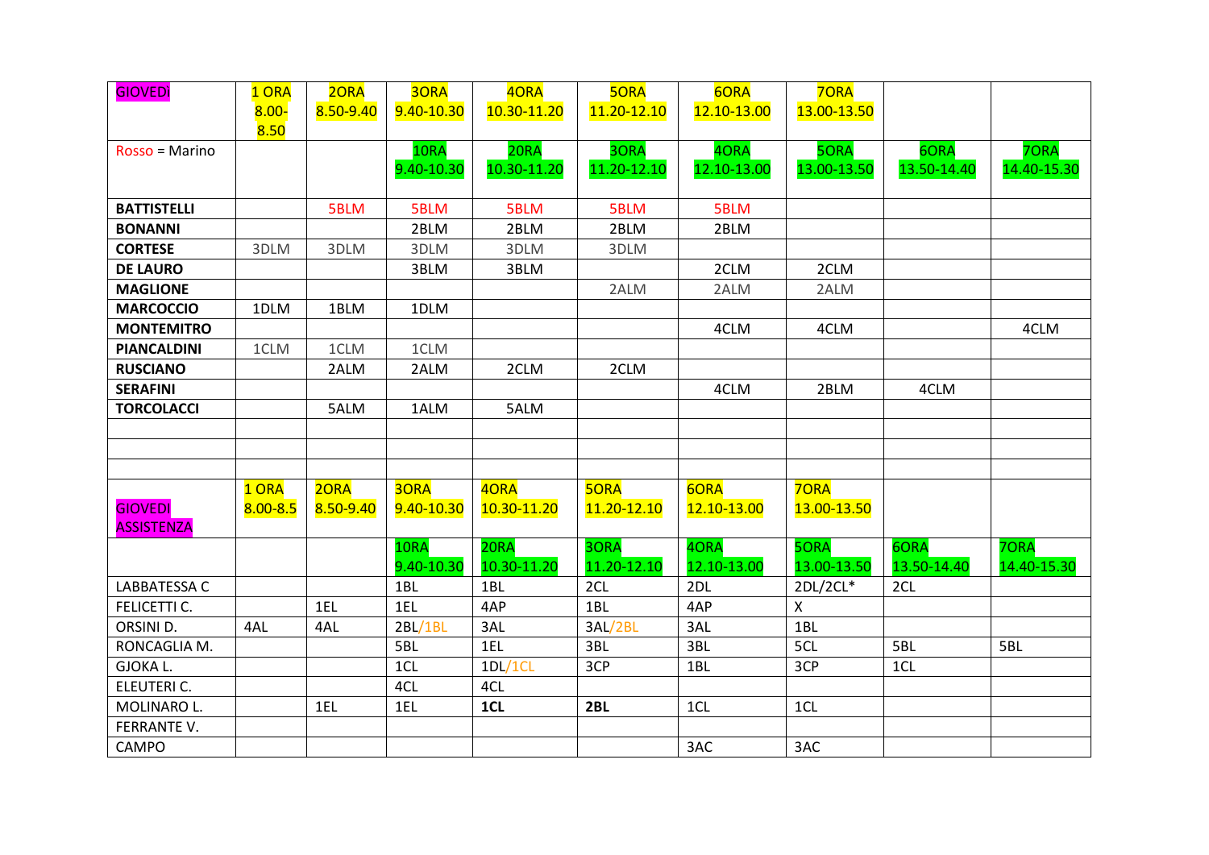| GIOVEDì | 1 ORA 8.00-8.50 | 2ORA 8.50-9.40 | 3ORA 9.40-10.30 | 4ORA 10.30-11.20 | 5ORA 11.20-12.10 | 6ORA 12.10-13.00 | 7ORA 13.00-13.50 | | |
|---|---|---|---|---|---|---|---|---|---|
| Rosso = Marino | | | 1ORA 9.40-10.30 | 2ORA 10.30-11.20 | 3ORA 11.20-12.10 | 4ORA 12.10-13.00 | 5ORA 13.00-13.50 | 6ORA 13.50-14.40 | 7ORA 14.40-15.30 |
| **BATTISTELLI** | | 5BLM | 5BLM | 5BLM | 5BLM | 5BLM | | | |
| **BONANNI** | | | 2BLM | 2BLM | 2BLM | 2BLM | | | |
| **CORTESE** | 3DLM | 3DLM | 3DLM | 3DLM | 3DLM | | | | |
| **DE LAURO** | | | 3BLM | 3BLM | | 2CLM | 2CLM | | |
| **MAGLIONE** | | | | | 2ALM | 2ALM | 2ALM | | |
| **MARCOCCIO** | 1DLM | 1BLM | 1DLM | | | | | | |
| **MONTEMITRO** | | | | | | 4CLM | 4CLM | | 4CLM |
| **PIANCALDINI** | 1CLM | 1CLM | 1CLM | | | | | | |
| **RUSCIANO** | | 2ALM | 2ALM | 2CLM | 2CLM | | | | |
| **SERAFINI** | | | | | | 4CLM | 2BLM | 4CLM | |
| **TORCOLACCI** | | 5ALM | 1ALM | 5ALM | | | | | |
| | | | | | | | | | |
| | | | | | | | | | |
| | | | | | | | | | |
| GIOVEDI ASSISTENZA | 1 ORA 8.00-8.5 | 2ORA 8.50-9.40 | 3ORA 9.40-10.30 | 4ORA 10.30-11.20 | 5ORA 11.20-12.10 | 6ORA 12.10-13.00 | 7ORA 13.00-13.50 | | |
| | | | 1ORA 9.40-10.30 | 2ORA 10.30-11.20 | 3ORA 11.20-12.10 | 4ORA 12.10-13.00 | 5ORA 13.00-13.50 | 6ORA 13.50-14.40 | 7ORA 14.40-15.30 |
| LABBATESSA C | | | 1BL | 1BL | 2CL | 2DL | 2DL/2CL* | 2CL | |
| FELICETTI C. | | 1EL | 1EL | 4AP | 1BL | 4AP | X | | |
| ORSINI D. | 4AL | 4AL | 2BL/1BL | 3AL | 3AL/2BL | 3AL | 1BL | | |
| RONCAGLIA M. | | | 5BL | 1EL | 3BL | 3BL | 5CL | 5BL | 5BL |
| GJOKA L. | | | 1CL | 1DL/1CL | 3CP | 1BL | 3CP | 1CL | |
| ELEUTERI C. | | | 4CL | 4CL | | | | | |
| MOLINARO L. | | 1EL | 1EL | **1CL** | **2BL** | 1CL | 1CL | | |
| FERRANTE V. | | | | | | | | | |
| CAMPO | | | | | | 3AC | 3AC | | |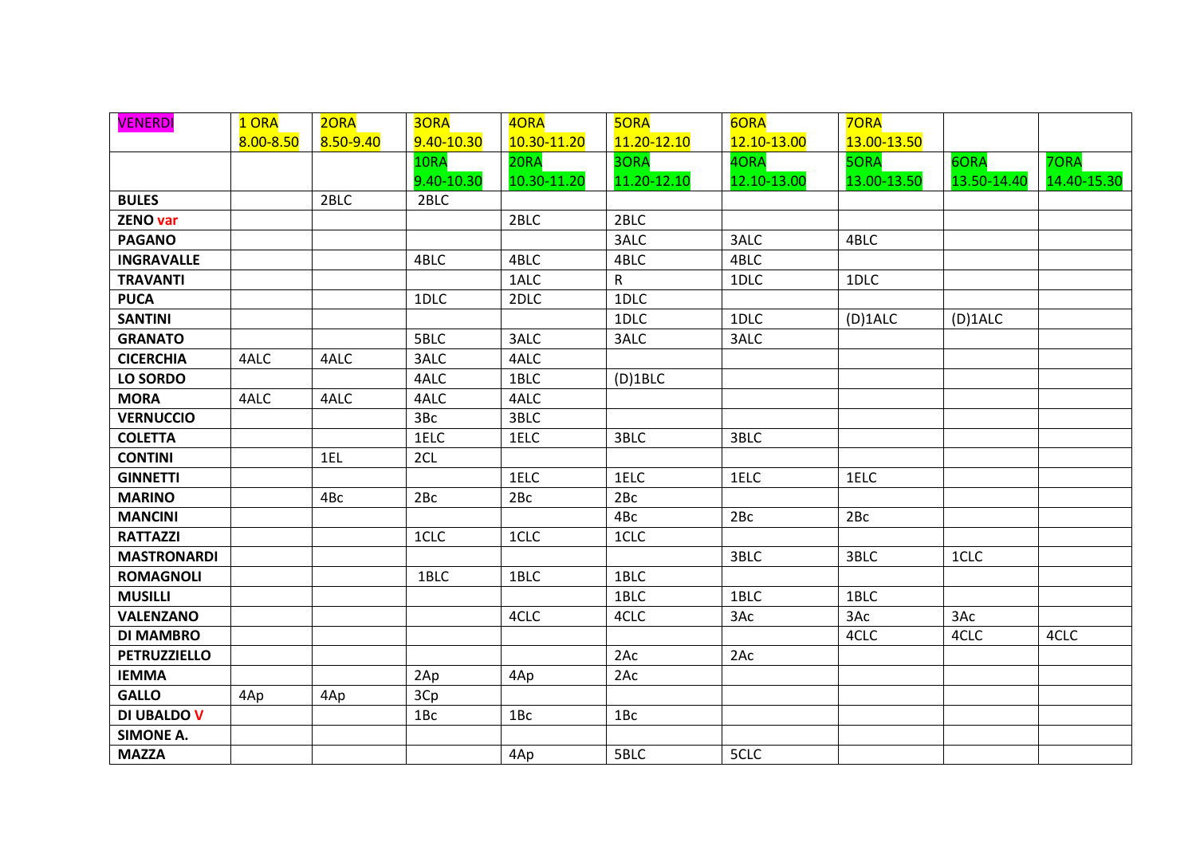| VENERDI | 1 ORA 8.00-8.50 | 2ORA 8.50-9.40 | 3ORA 9.40-10.30 | 4ORA 10.30-11.20 | 5ORA 11.20-12.10 | 6ORA 12.10-13.00 | 7ORA 13.00-13.50 | | |
|---|---|---|---|---|---|---|---|---|---|
| | | | 1ORA 9.40-10.30 | 2ORA 10.30-11.20 | 3ORA 11.20-12.10 | 4ORA 12.10-13.00 | 5ORA 13.00-13.50 | 6ORA 13.50-14.40 | 7ORA 14.40-15.30 |
| **BULES** | | 2BLC | 2BLC | | | | | | |
| **ZENO var** | | | | 2BLC | 2BLC | | | | |
| **PAGANO** | | | | | 3ALC | 3ALC | 4BLC | | |
| **INGRAVALLE** | | | 4BLC | 4BLC | 4BLC | 4BLC | | | |
| **TRAVANTI** | | | | 1ALC | R | 1DLC | 1DLC | | |
| **PUCA** | | | 1DLC | 2DLC | 1DLC | | | | |
| **SANTINI** | | | | | 1DLC | 1DLC | (D)1ALC | (D)1ALC | |
| **GRANATO** | | | 5BLC | 3ALC | 3ALC | 3ALC | | | |
| **CICERCHIA** | 4ALC | 4ALC | 3ALC | 4ALC | | | | | |
| **LO SORDO** | | | 4ALC | 1BLC | (D)1BLC | | | | |
| **MORA** | 4ALC | 4ALC | 4ALC | 4ALC | | | | | |
| **VERNUCCIO** | | | 3Bc | 3BLC | | | | | |
| **COLETTA** | | | 1ELC | 1ELC | 3BLC | 3BLC | | | |
| **CONTINI** | | 1EL | 2CL | | | | | | |
| **GINNETTI** | | | | 1ELC | 1ELC | 1ELC | 1ELC | | |
| **MARINO** | | 4Bc | 2Bc | 2Bc | 2Bc | | | | |
| **MANCINI** | | | | | 4Bc | 2Bc | 2Bc | | |
| **RATTAZZI** | | | 1CLC | 1CLC | 1CLC | | | | |
| **MASTRONARDI** | | | | | | 3BLC | 3BLC | 1CLC | |
| **ROMAGNOLI** | | | 1BLC | 1BLC | 1BLC | | | | |
| **MUSILLI** | | | | | 1BLC | 1BLC | 1BLC | | |
| **VALENZANO** | | | | 4CLC | 4CLC | 3Ac | 3Ac | 3Ac | |
| **DI MAMBRO** | | | | | | | 4CLC | 4CLC | 4CLC |
| **PETRUZZIELLO** | | | | | 2Ac | 2Ac | | | |
| **IEMMA** | | | 2Ap | 4Ap | 2Ac | | | | |
| **GALLO** | 4Ap | 4Ap | 3Cp | | | | | | |
| **DI UBALDO V** | | | 1Bc | 1Bc | 1Bc | | | | |
| **SIMONE A.** | | | | | | | | | |
| **MAZZA** | | | | 4Ap | 5BLC | 5CLC | | | |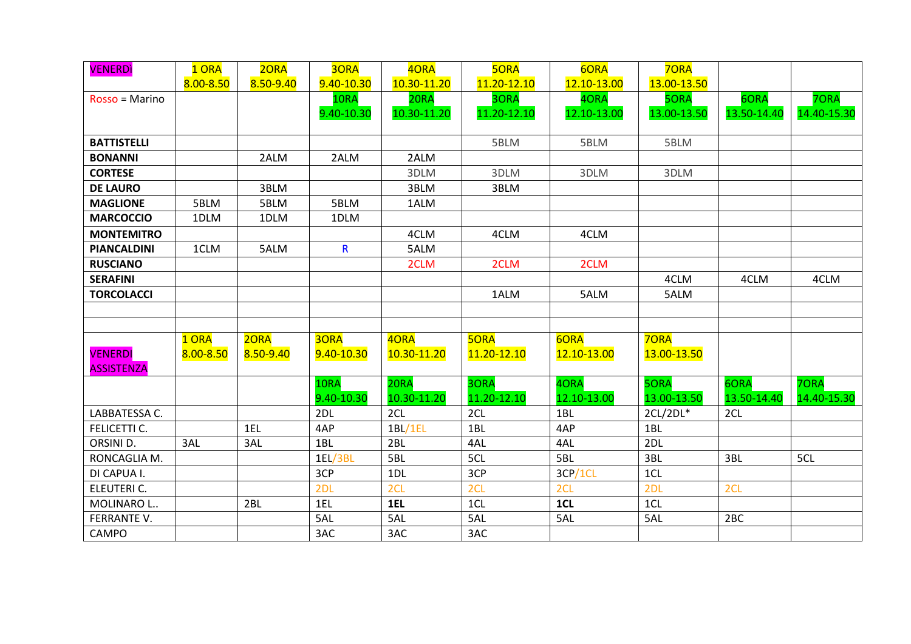| VENERDÌ | 1 ORA 8.00-8.50 | 2ORA 8.50-9.40 | 3ORA 9.40-10.30 | 4ORA 10.30-11.20 | 5ORA 11.20-12.10 | 6ORA 12.10-13.00 | 7ORA 13.00-13.50 | | |
|---|---|---|---|---|---|---|---|---|---|
| Rosso = Marino | | | 1ORA 9.40-10.30 | 2ORA 10.30-11.20 | 3ORA 11.20-12.10 | 4ORA 12.10-13.00 | 5ORA 13.00-13.50 | 6ORA 13.50-14.40 | 7ORA 14.40-15.30 |
| **BATTISTELLI** | | | | | 5BLM | 5BLM | 5BLM | | |
| **BONANNI** | | 2ALM | 2ALM | 2ALM | | | | | |
| **CORTESE** | | | | 3DLM | 3DLM | 3DLM | 3DLM | | |
| **DE LAURO** | | 3BLM | | 3BLM | 3BLM | | | | |
| **MAGLIONE** | 5BLM | 5BLM | 5BLM | 1ALM | | | | | |
| **MARCOCCIO** | 1DLM | 1DLM | 1DLM | | | | | | |
| **MONTEMITRO** | | | | 4CLM | 4CLM | 4CLM | | | |
| **PIANCALDINI** | 1CLM | 5ALM | R | 5ALM | | | | | |
| **RUSCIANO** | | | | 2CLM | 2CLM | 2CLM | | | |
| **SERAFINI** | | | | | | | 4CLM | 4CLM | 4CLM |
| **TORCOLACCI** | | | | | 1ALM | 5ALM | 5ALM | | |
| | | | | | | | | | |
| | | | | | | | | | |
| VENERDÌ ASSISTENZA | 1 ORA 8.00-8.50 | 2ORA 8.50-9.40 | 3ORA 9.40-10.30 | 4ORA 10.30-11.20 | 5ORA 11.20-12.10 | 6ORA 12.10-13.00 | 7ORA 13.00-13.50 | | |
| | | | 1ORA 9.40-10.30 | 2ORA 10.30-11.20 | 3ORA 11.20-12.10 | 4ORA 12.10-13.00 | 5ORA 13.00-13.50 | 6ORA 13.50-14.40 | 7ORA 14.40-15.30 |
| LABBATESSA C. | | | 2DL | 2CL | 2CL | 1BL | 2CL/2DL* | 2CL | |
| FELICETTI C. | | 1EL | 4AP | 1BL/1EL | 1BL | 4AP | 1BL | | |
| ORSINI D. | 3AL | 3AL | 1BL | 2BL | 4AL | 4AL | 2DL | | |
| RONCAGLIA M. | | | 1EL/3BL | 5BL | 5CL | 5BL | 3BL | 3BL | 5CL |
| DI CAPUA I. | | | 3CP | 1DL | 3CP | 3CP/1CL | 1CL | | |
| ELEUTERI C. | | | 2DL | 2CL | 2CL | 2CL | 2DL | 2CL | |
| MOLINARO L.. | | 2BL | 1EL | **1EL** | 1CL | **1CL** | 1CL | | |
| FERRANTE V. | | | 5AL | 5AL | 5AL | 5AL | 5AL | 2BC | |
| CAMPO | | | 3AC | 3AC | 3AC | | | | |